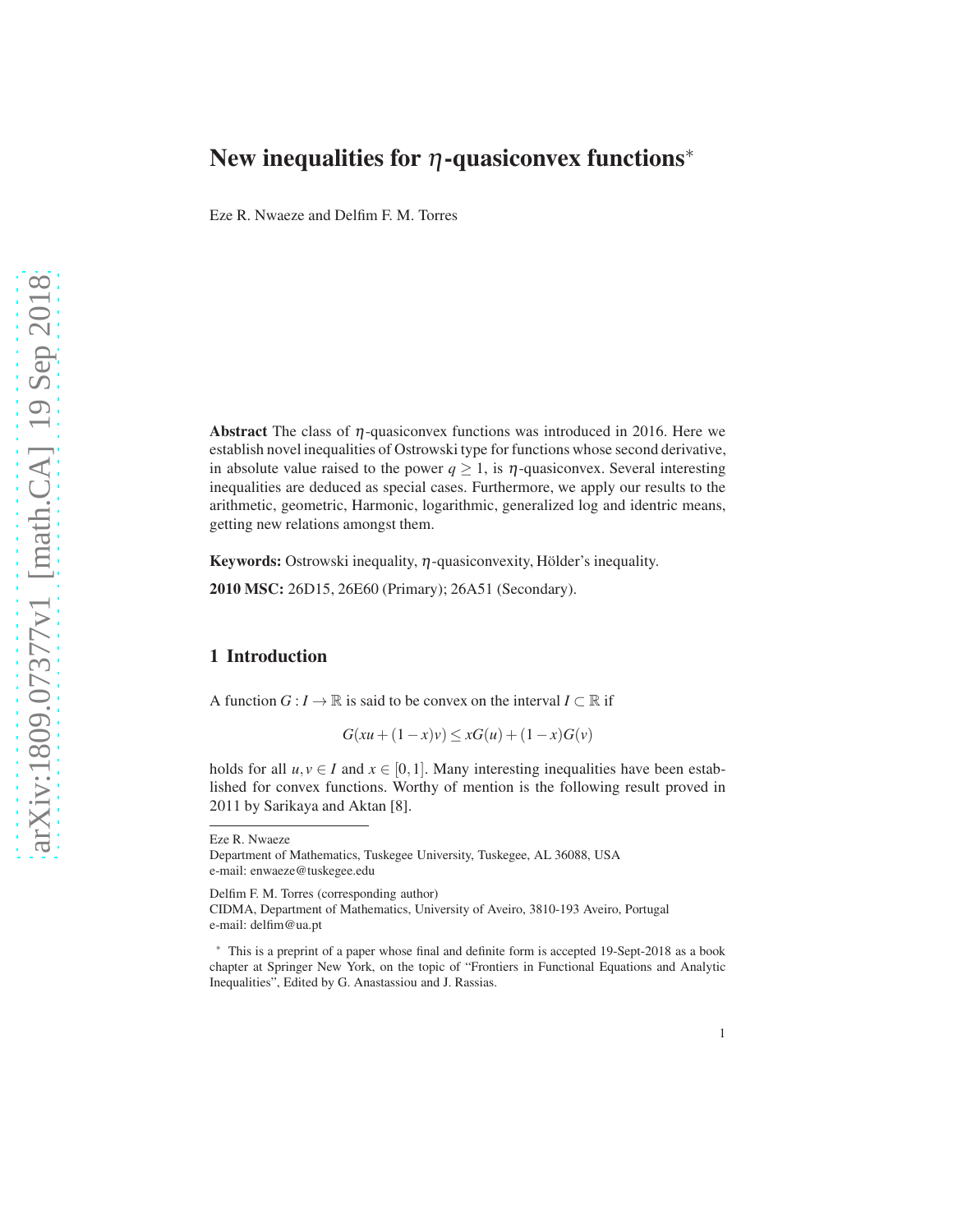# New inequalities for $\eta$-quasiconvex functions*

Eze R. Nwaeze and Delfim F. M. Torres

**Abstract** The class of $\eta$-quasiconvex functions was introduced in 2016. Here we establish novel inequalities of Ostrowski type for functions whose second derivative, in absolute value raised to the power $q \geq 1$, is $\eta$-quasiconvex. Several interesting inequalities are deduced as special cases. Furthermore, we apply our results to the arithmetic, geometric, Harmonic, logarithmic, generalized log and identric means, getting new relations amongst them.

**Keywords:** Ostrowski inequality, $\eta$-quasiconvexity, Hölder's inequality.

**2010 MSC:** 26D15, 26E60 (Primary); 26A51 (Secondary).

## 1 Introduction

A function $G : I \to \mathbb{R}$ is said to be convex on the interval $I \subset \mathbb{R}$ if

$$G(xu + (1-x)v) \leq xG(u) + (1-x)G(v)$$

holds for all $u, v \in I$ and $x \in [0,1]$. Many interesting inequalities have been established for convex functions. Worthy of mention is the following result proved in 2011 by Sarikaya and Aktan [8].

---

Eze R. Nwaeze
Department of Mathematics, Tuskegee University, Tuskegee, AL 36088, USA
e-mail: enwaeze@tuskegee.edu

Delfim F. M. Torres (corresponding author)
CIDMA, Department of Mathematics, University of Aveiro, 3810-193 Aveiro, Portugal
e-mail: delfim@ua.pt

* This is a preprint of a paper whose final and definite form is accepted 19-Sept-2018 as a book chapter at Springer New York, on the topic of "Frontiers in Functional Equations and Analytic Inequalities", Edited by G. Anastassiou and J. Rassias.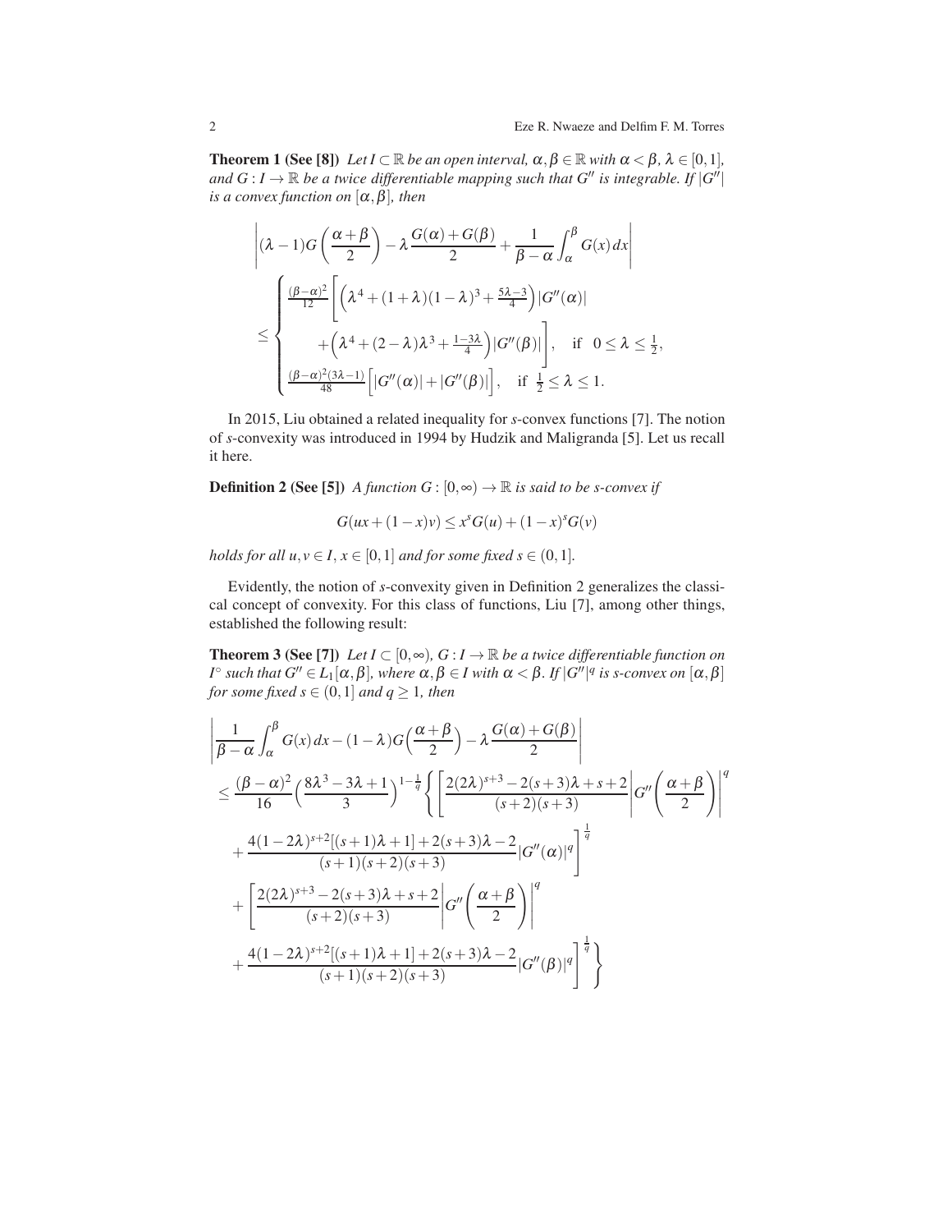**Theorem 1 (See [8])** *Let $I \subset \mathbb{R}$ be an open interval, $\alpha, \beta \in \mathbb{R}$ with $\alpha < \beta$, $\lambda \in [0,1]$, and $G : I \to \mathbb{R}$ be a twice differentiable mapping such that $G''$ is integrable. If $|G''|$ is a convex function on $[\alpha, \beta]$, then*

$$
\left| (\lambda - 1) G\left(\frac{\alpha+\beta}{2}\right) - \lambda \frac{G(\alpha)+G(\beta)}{2} + \frac{1}{\beta-\alpha}\int_\alpha^\beta G(x)\,dx \right|
$$

$$
\leq \begin{cases} \frac{(\beta-\alpha)^2}{12}\Bigg[\left(\lambda^4 + (1+\lambda)(1-\lambda)^3 + \frac{5\lambda-3}{4}\right)|G''(\alpha)| \\ \qquad + \left(\lambda^4 + (2-\lambda)\lambda^3 + \frac{1-3\lambda}{4}\right)|G''(\beta)|\Bigg], & \text{if } \ 0 \leq \lambda \leq \frac{1}{2}, \\ \frac{(\beta-\alpha)^2(3\lambda-1)}{48}\Big[|G''(\alpha)| + |G''(\beta)|\Big], & \text{if } \ \frac{1}{2} \leq \lambda \leq 1. \end{cases}
$$

In 2015, Liu obtained a related inequality for *s*-convex functions [7]. The notion of *s*-convexity was introduced in 1994 by Hudzik and Maligranda [5]. Let us recall it here.

**Definition 2 (See [5])** *A function $G : [0,\infty) \to \mathbb{R}$ is said to be s-convex if*

$$
G(ux + (1-x)v) \leq x^s G(u) + (1-x)^s G(v)
$$

*holds for all $u, v \in I$, $x \in [0,1]$ and for some fixed $s \in (0,1]$.*

Evidently, the notion of *s*-convexity given in Definition 2 generalizes the classical concept of convexity. For this class of functions, Liu [7], among other things, established the following result:

**Theorem 3 (See [7])** *Let $I \subset [0,\infty)$, $G : I \to \mathbb{R}$ be a twice differentiable function on $I^\circ$ such that $G'' \in L_1[\alpha,\beta]$, where $\alpha, \beta \in I$ with $\alpha < \beta$. If $|G''|^q$ is s-convex on $[\alpha,\beta]$ for some fixed $s \in (0,1]$ and $q \geq 1$, then*

$$
\begin{aligned}
&\left| \frac{1}{\beta-\alpha}\int_\alpha^\beta G(x)\,dx - (1-\lambda)G\Big(\frac{\alpha+\beta}{2}\Big) - \lambda \frac{G(\alpha)+G(\beta)}{2} \right| \\
&\leq \frac{(\beta-\alpha)^2}{16}\Big(\frac{8\lambda^3 - 3\lambda + 1}{3}\Big)^{1-\frac{1}{q}} \Bigg\{ \Bigg[ \frac{2(2\lambda)^{s+3} - 2(s+3)\lambda + s + 2}{(s+2)(s+3)} \left| G''\left(\frac{\alpha+\beta}{2}\right)\right|^q \\
&\quad + \frac{4(1-2\lambda)^{s+2}[(s+1)\lambda + 1] + 2(s+3)\lambda - 2}{(s+1)(s+2)(s+3)} |G''(\alpha)|^q \Bigg]^{\frac{1}{q}} \\
&\quad + \Bigg[ \frac{2(2\lambda)^{s+3} - 2(s+3)\lambda + s + 2}{(s+2)(s+3)} \left| G''\left(\frac{\alpha+\beta}{2}\right)\right|^q \\
&\quad + \frac{4(1-2\lambda)^{s+2}[(s+1)\lambda + 1] + 2(s+3)\lambda - 2}{(s+1)(s+2)(s+3)} |G''(\beta)|^q \Bigg]^{\frac{1}{q}} \Bigg\}
\end{aligned}
$$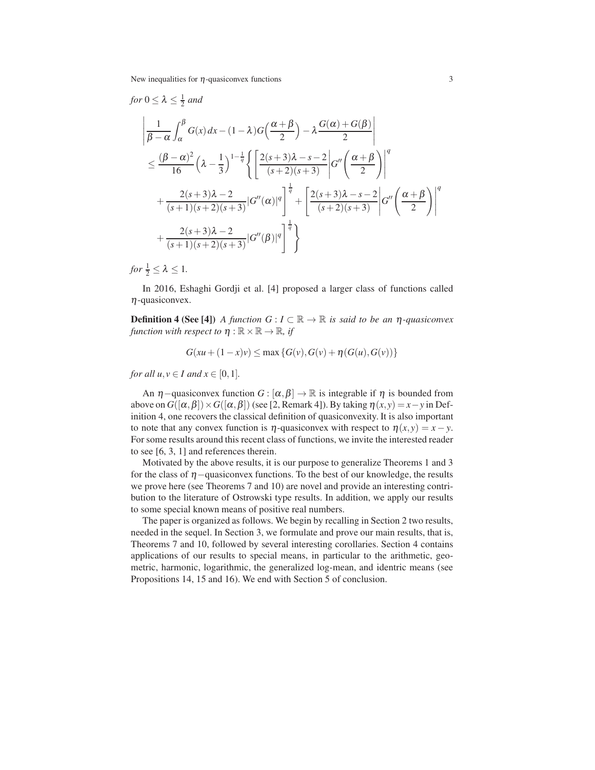*for* $0 \leq \lambda \leq \frac{1}{2}$ *and*

$$
\begin{aligned}
&\left| \frac{1}{\beta-\alpha}\int_{\alpha}^{\beta} G(x)\,dx - (1-\lambda)G\Big(\frac{\alpha+\beta}{2}\Big) - \lambda\frac{G(\alpha)+G(\beta)}{2} \right| \\
&\leq \frac{(\beta-\alpha)^2}{16}\Big(\lambda-\frac{1}{3}\Big)^{1-\frac{1}{q}} \left\{ \left[ \frac{2(s+3)\lambda-s-2}{(s+2)(s+3)} \left| G''\left(\frac{\alpha+\beta}{2}\right) \right|^q \right.\right. \\
&\quad \left. + \frac{2(s+3)\lambda-2}{(s+1)(s+2)(s+3)} |G''(\alpha)|^q \right]^{\frac{1}{q}} + \left[ \frac{2(s+3)\lambda-s-2}{(s+2)(s+3)} \left| G''\left(\frac{\alpha+\beta}{2}\right) \right|^q \right. \\
&\quad \left.\left. + \frac{2(s+3)\lambda-2}{(s+1)(s+2)(s+3)} |G''(\beta)|^q \right]^{\frac{1}{q}} \right\}
\end{aligned}
$$

*for* $\frac{1}{2} \leq \lambda \leq 1$.

In 2016, Eshaghi Gordji et al. [4] proposed a larger class of functions called $\eta$-quasiconvex.

**Definition 4 (See [4])** *A function* $G : I \subset \mathbb{R} \to \mathbb{R}$ *is said to be an* $\eta$*-quasiconvex function with respect to* $\eta : \mathbb{R}\times\mathbb{R} \to \mathbb{R}$*, if*

$$
G(xu+(1-x)v) \leq \max\{G(v), G(v)+\eta(G(u),G(v))\}
$$

*for all* $u, v \in I$ *and* $x \in [0,1]$.

An $\eta-$quasiconvex function $G : [\alpha,\beta] \to \mathbb{R}$ is integrable if $\eta$ is bounded from above on $G([\alpha,\beta])\times G([\alpha,\beta])$ (see [2, Remark 4]). By taking $\eta(x,y) = x-y$ in Definition 4, one recovers the classical definition of quasiconvexity. It is also important to note that any convex function is $\eta$-quasiconvex with respect to $\eta(x,y) = x-y$. For some results around this recent class of functions, we invite the interested reader to see [6, 3, 1] and references therein.

Motivated by the above results, it is our purpose to generalize Theorems 1 and 3 for the class of $\eta-$quasiconvex functions. To the best of our knowledge, the results we prove here (see Theorems 7 and 10) are novel and provide an interesting contribution to the literature of Ostrowski type results. In addition, we apply our results to some special known means of positive real numbers.

The paper is organized as follows. We begin by recalling in Section 2 two results, needed in the sequel. In Section 3, we formulate and prove our main results, that is, Theorems 7 and 10, followed by several interesting corollaries. Section 4 contains applications of our results to special means, in particular to the arithmetic, geometric, harmonic, logarithmic, the generalized log-mean, and identric means (see Propositions 14, 15 and 16). We end with Section 5 of conclusion.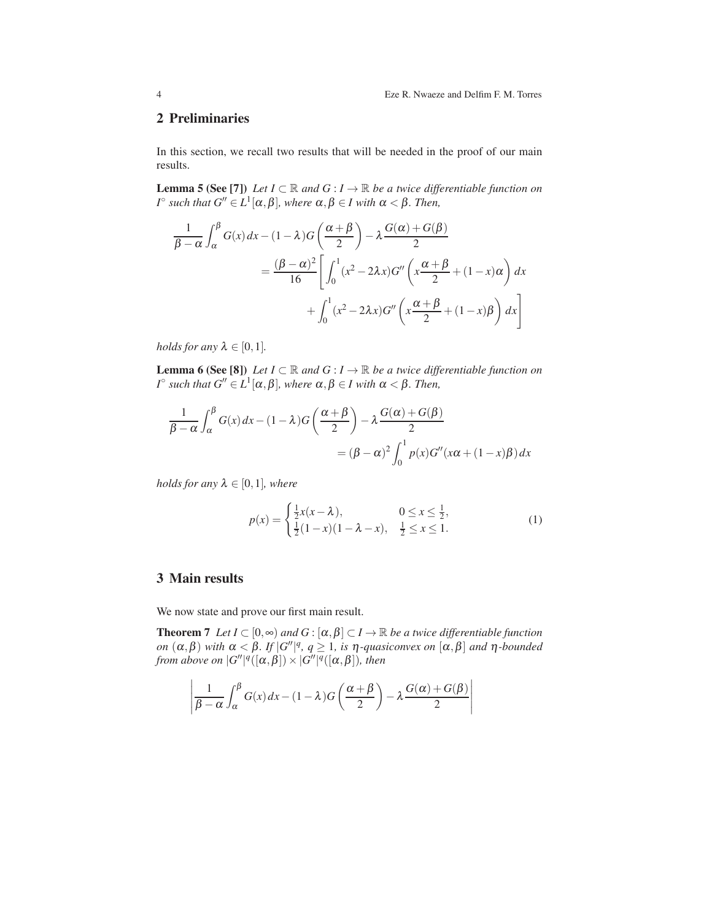## 2 Preliminaries

In this section, we recall two results that will be needed in the proof of our main results.

**Lemma 5 (See [7])** *Let $I \subset \mathbb{R}$ and $G : I \to \mathbb{R}$ be a twice differentiable function on $I^\circ$ such that $G'' \in L^1[\alpha, \beta]$, where $\alpha, \beta \in I$ with $\alpha < \beta$. Then,*

$$
\begin{aligned}
\frac{1}{\beta-\alpha}\int_{\alpha}^{\beta} G(x)\,dx - (1-\lambda)G\left(\frac{\alpha+\beta}{2}\right) - \lambda\frac{G(\alpha)+G(\beta)}{2} \\
= \frac{(\beta-\alpha)^2}{16}\Bigg[\int_0^1 (x^2-2\lambda x)G''\left(x\frac{\alpha+\beta}{2}+(1-x)\alpha\right)dx \\
+ \int_0^1 (x^2-2\lambda x)G''\left(x\frac{\alpha+\beta}{2}+(1-x)\beta\right)dx\Bigg]
\end{aligned}
$$

*holds for any $\lambda \in [0,1]$.*

**Lemma 6 (See [8])** *Let $I \subset \mathbb{R}$ and $G : I \to \mathbb{R}$ be a twice differentiable function on $I^\circ$ such that $G'' \in L^1[\alpha, \beta]$, where $\alpha, \beta \in I$ with $\alpha < \beta$. Then,*

$$
\begin{aligned}
\frac{1}{\beta-\alpha}\int_{\alpha}^{\beta} G(x)\,dx - (1-\lambda)G\left(\frac{\alpha+\beta}{2}\right) - \lambda\frac{G(\alpha)+G(\beta)}{2} \\
= (\beta-\alpha)^2\int_0^1 p(x)G''(x\alpha+(1-x)\beta)\,dx
\end{aligned}
$$

*holds for any $\lambda \in [0,1]$, where*

$$
p(x) = \begin{cases} \frac{1}{2}x(x-\lambda), & 0 \le x \le \frac{1}{2}, \\ \frac{1}{2}(1-x)(1-\lambda-x), & \frac{1}{2} \le x \le 1. \end{cases} \tag{1}
$$

## 3 Main results

We now state and prove our first main result.

**Theorem 7** *Let $I \subset [0,\infty)$ and $G : [\alpha,\beta] \subset I \to \mathbb{R}$ be a twice differentiable function on $(\alpha,\beta)$ with $\alpha < \beta$. If $|G''|^q$, $q \ge 1$, is $\eta$-quasiconvex on $[\alpha,\beta]$ and $\eta$-bounded from above on $|G''|^q([\alpha,\beta]) \times |G''|^q([\alpha,\beta])$, then*

$$
\left|\frac{1}{\beta-\alpha}\int_{\alpha}^{\beta} G(x)\,dx - (1-\lambda)G\left(\frac{\alpha+\beta}{2}\right) - \lambda\frac{G(\alpha)+G(\beta)}{2}\right|
$$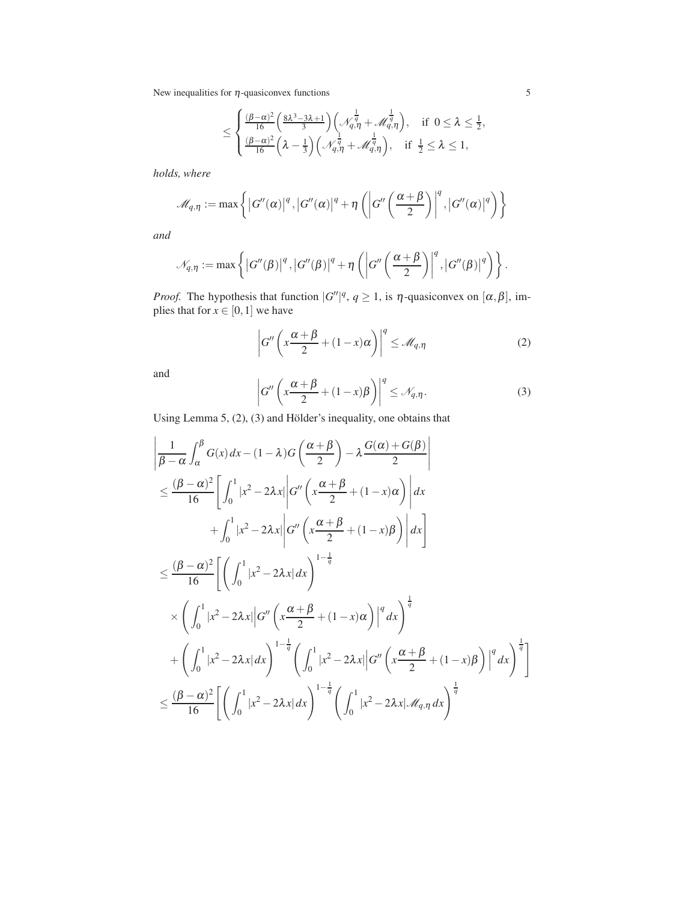$$
\leq \begin{cases} \frac{(\beta-\alpha)^2}{16}\left(\frac{8\lambda^3-3\lambda+1}{3}\right)\left(\mathscr{N}_{q,\eta}^{\frac{1}{q}}+\mathscr{M}_{q,\eta}^{\frac{1}{q}}\right), & \text{if } 0\leq\lambda\leq\frac{1}{2}, \\ \frac{(\beta-\alpha)^2}{16}\left(\lambda-\frac{1}{3}\right)\left(\mathscr{N}_{q,\eta}^{\frac{1}{q}}+\mathscr{M}_{q,\eta}^{\frac{1}{q}}\right), & \text{if } \frac{1}{2}\leq\lambda\leq 1, \end{cases}
$$

*holds, where*

$$
\mathscr{M}_{q,\eta} := \max\left\{\left|G''(\alpha)\right|^q, \left|G''(\alpha)\right|^q + \eta\left(\left|G''\left(\frac{\alpha+\beta}{2}\right)\right|^q, \left|G''(\alpha)\right|^q\right)\right\}
$$

*and*

$$
\mathscr{N}_{q,\eta} := \max\left\{\left|G''(\beta)\right|^q, \left|G''(\beta)\right|^q + \eta\left(\left|G''\left(\frac{\alpha+\beta}{2}\right)\right|^q, \left|G''(\beta)\right|^q\right)\right\}.
$$

*Proof.* The hypothesis that function $|G''|^q$, $q\geq 1$, is $\eta$-quasiconvex on $[\alpha,\beta]$, implies that for $x\in[0,1]$ we have

$$
\left|G''\left(x\frac{\alpha+\beta}{2}+(1-x)\alpha\right)\right|^q \leq \mathscr{M}_{q,\eta} \tag{2}
$$

and

$$
\left|G''\left(x\frac{\alpha+\beta}{2}+(1-x)\beta\right)\right|^q \leq \mathscr{N}_{q,\eta}. \tag{3}
$$

Using Lemma 5, (2), (3) and Hölder's inequality, one obtains that

$$
\begin{aligned}
&\left|\frac{1}{\beta-\alpha}\int_\alpha^\beta G(x)\,dx-(1-\lambda)G\left(\frac{\alpha+\beta}{2}\right)-\lambda\frac{G(\alpha)+G(\beta)}{2}\right| \\
&\leq \frac{(\beta-\alpha)^2}{16}\left[\int_0^1 |x^2-2\lambda x|\left|G''\left(x\frac{\alpha+\beta}{2}+(1-x)\alpha\right)\right|dx\right. \\
&\qquad\left.+\int_0^1 |x^2-2\lambda x|\left|G''\left(x\frac{\alpha+\beta}{2}+(1-x)\beta\right)\right|dx\right] \\
&\leq \frac{(\beta-\alpha)^2}{16}\left[\left(\int_0^1 |x^2-2\lambda x|\,dx\right)^{1-\frac{1}{q}}\right. \\
&\quad\times\left(\int_0^1 |x^2-2\lambda x|\left|G''\left(x\frac{\alpha+\beta}{2}+(1-x)\alpha\right)\right|^q dx\right)^{\frac{1}{q}} \\
&\quad\left.+\left(\int_0^1 |x^2-2\lambda x|\,dx\right)^{1-\frac{1}{q}}\left(\int_0^1 |x^2-2\lambda x|\left|G''\left(x\frac{\alpha+\beta}{2}+(1-x)\beta\right)\right|^q dx\right)^{\frac{1}{q}}\right] \\
&\leq \frac{(\beta-\alpha)^2}{16}\left[\left(\int_0^1 |x^2-2\lambda x|\,dx\right)^{1-\frac{1}{q}}\left(\int_0^1 |x^2-2\lambda x|\mathscr{M}_{q,\eta}\,dx\right)^{\frac{1}{q}}\right.
\end{aligned}
$$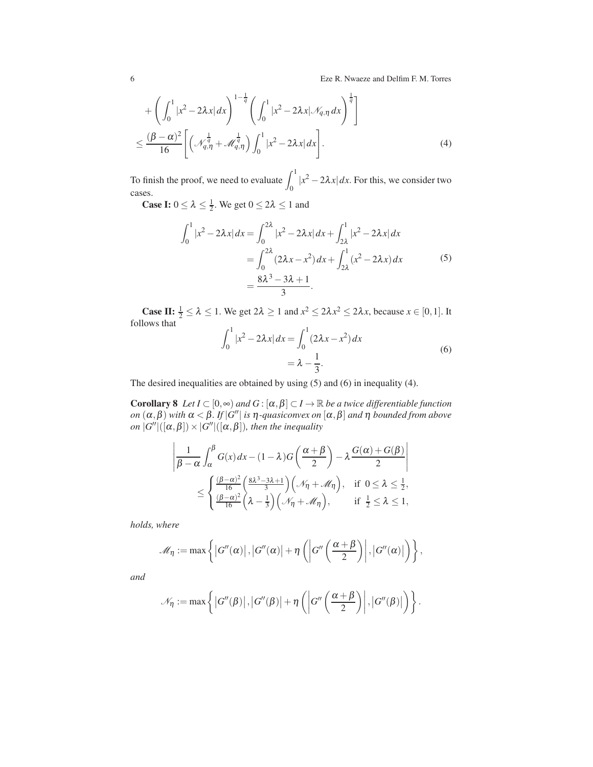$$
+ \left( \int_0^1 |x^2 - 2\lambda x|\, dx \right)^{1-\frac{1}{q}} \left( \int_0^1 |x^2 - 2\lambda x| \mathscr{N}_{q,\eta}\, dx \right)^{\frac{1}{q}} \Bigg]
$$

$$
\leq \frac{(\beta-\alpha)^2}{16} \left[ \left( \mathscr{N}_{q,\eta}^{\frac{1}{q}} + \mathscr{M}_{q,\eta}^{\frac{1}{q}} \right) \int_0^1 |x^2 - 2\lambda x|\, dx \right]. \tag{4}
$$

To finish the proof, we need to evaluate $\displaystyle\int_0^1 |x^2 - 2\lambda x|\, dx$. For this, we consider two cases.

**Case I:** $0 \leq \lambda \leq \frac{1}{2}$. We get $0 \leq 2\lambda \leq 1$ and

$$
\begin{aligned}
\int_0^1 |x^2 - 2\lambda x|\, dx &= \int_0^{2\lambda} |x^2 - 2\lambda x|\, dx + \int_{2\lambda}^1 |x^2 - 2\lambda x|\, dx \\
&= \int_0^{2\lambda} (2\lambda x - x^2)\, dx + \int_{2\lambda}^1 (x^2 - 2\lambda x)\, dx \\
&= \frac{8\lambda^3 - 3\lambda + 1}{3}.
\end{aligned} \tag{5}
$$

**Case II:** $\frac{1}{2} \leq \lambda \leq 1$. We get $2\lambda \geq 1$ and $x^2 \leq 2\lambda x^2 \leq 2\lambda x$, because $x \in [0,1]$. It follows that

$$
\begin{aligned}
\int_0^1 |x^2 - 2\lambda x|\, dx &= \int_0^1 (2\lambda x - x^2)\, dx \\
&= \lambda - \frac{1}{3}.
\end{aligned} \tag{6}
$$

The desired inequalities are obtained by using (5) and (6) in inequality (4).

**Corollary 8** *Let $I \subset [0,\infty)$ and $G : [\alpha,\beta] \subset I \to \mathbb{R}$ be a twice differentiable function on $(\alpha,\beta)$ with $\alpha < \beta$. If $|G''|$ is $\eta$-quasiconvex on $[\alpha,\beta]$ and $\eta$ bounded from above on $|G''|([\alpha,\beta]) \times |G''|([\alpha,\beta])$, then the inequality*

$$
\left| \frac{1}{\beta-\alpha} \int_\alpha^\beta G(x)\, dx - (1-\lambda) G\left( \frac{\alpha+\beta}{2} \right) - \lambda \frac{G(\alpha) + G(\beta)}{2} \right|
$$

$$
\leq \begin{cases} \frac{(\beta-\alpha)^2}{16} \left( \frac{8\lambda^3 - 3\lambda + 1}{3} \right) \left( \mathscr{N}_\eta + \mathscr{M}_\eta \right), & \text{if } 0 \leq \lambda \leq \frac{1}{2}, \\ \frac{(\beta-\alpha)^2}{16} \left( \lambda - \frac{1}{3} \right) \left( \mathscr{N}_\eta + \mathscr{M}_\eta \right), & \text{if } \frac{1}{2} \leq \lambda \leq 1, \end{cases}
$$

*holds, where*

$$
\mathscr{M}_\eta := \max\left\{ \left| G''(\alpha) \right|, \left| G''(\alpha) \right| + \eta\left( \left| G''\left( \frac{\alpha+\beta}{2} \right) \right|, \left| G''(\alpha) \right| \right) \right\},
$$

*and*

$$
\mathscr{N}_\eta := \max\left\{ \left| G''(\beta) \right|, \left| G''(\beta) \right| + \eta\left( \left| G''\left( \frac{\alpha+\beta}{2} \right) \right|, \left| G''(\beta) \right| \right) \right\}.
$$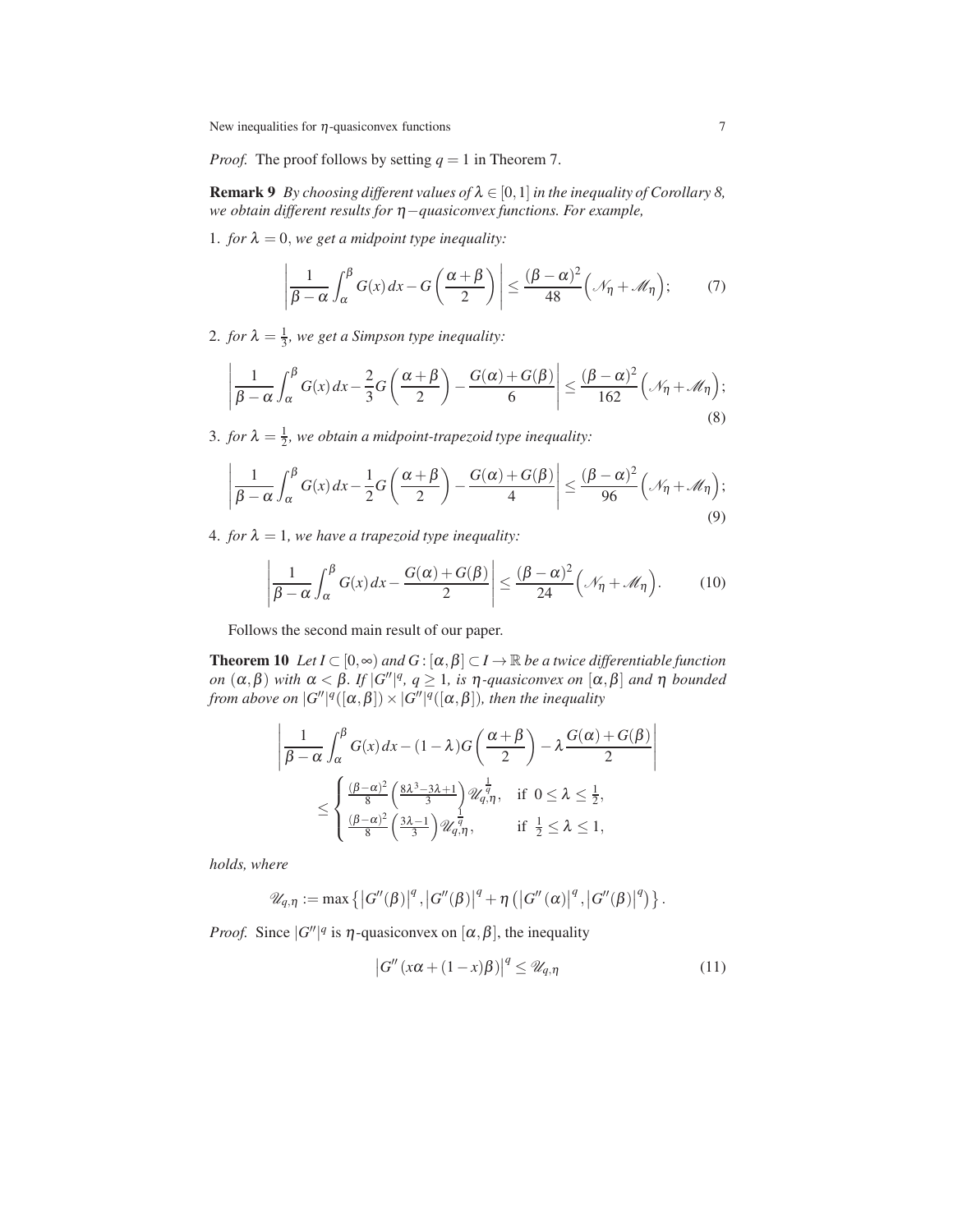*Proof.* The proof follows by setting $q = 1$ in Theorem 7.

**Remark 9** *By choosing different values of $\lambda \in [0,1]$ in the inequality of Corollary 8, we obtain different results for $\eta-$quasiconvex functions. For example,*

1. *for $\lambda = 0$, we get a midpoint type inequality:*

$$\left| \frac{1}{\beta-\alpha}\int_{\alpha}^{\beta} G(x)\,dx - G\left(\frac{\alpha+\beta}{2}\right) \right| \le \frac{(\beta-\alpha)^2}{48}\Big(\mathcal{N}_\eta + \mathcal{M}_\eta\Big); \tag{7}$$

2. *for $\lambda = \frac{1}{3}$, we get a Simpson type inequality:*

$$\left| \frac{1}{\beta-\alpha}\int_{\alpha}^{\beta} G(x)\,dx - \frac{2}{3}G\left(\frac{\alpha+\beta}{2}\right) - \frac{G(\alpha)+G(\beta)}{6} \right| \le \frac{(\beta-\alpha)^2}{162}\Big(\mathcal{N}_\eta + \mathcal{M}_\eta\Big); \tag{8}$$

3. *for $\lambda = \frac{1}{2}$, we obtain a midpoint-trapezoid type inequality:*

$$\left| \frac{1}{\beta-\alpha}\int_{\alpha}^{\beta} G(x)\,dx - \frac{1}{2}G\left(\frac{\alpha+\beta}{2}\right) - \frac{G(\alpha)+G(\beta)}{4} \right| \le \frac{(\beta-\alpha)^2}{96}\Big(\mathcal{N}_\eta + \mathcal{M}_\eta\Big); \tag{9}$$

4. *for $\lambda = 1$, we have a trapezoid type inequality:*

$$\left| \frac{1}{\beta-\alpha}\int_{\alpha}^{\beta} G(x)\,dx - \frac{G(\alpha)+G(\beta)}{2} \right| \le \frac{(\beta-\alpha)^2}{24}\Big(\mathcal{N}_\eta + \mathcal{M}_\eta\Big). \tag{10}$$

Follows the second main result of our paper.

**Theorem 10** *Let $I \subset [0,\infty)$ and $G : [\alpha,\beta] \subset I \to \mathbb{R}$ be a twice differentiable function on $(\alpha,\beta)$ with $\alpha < \beta$. If $|G''|^q$, $q \ge 1$, is $\eta$-quasiconvex on $[\alpha,\beta]$ and $\eta$ bounded from above on $|G''|^q([\alpha,\beta]) \times |G''|^q([\alpha,\beta])$, then the inequality*

$$\left| \frac{1}{\beta-\alpha}\int_{\alpha}^{\beta} G(x)\,dx - (1-\lambda)G\left(\frac{\alpha+\beta}{2}\right) - \lambda\frac{G(\alpha)+G(\beta)}{2} \right|$$
$$\le \begin{cases} \frac{(\beta-\alpha)^2}{8}\left(\frac{8\lambda^3-3\lambda+1}{3}\right)\mathcal{U}_{q,\eta}^{\frac{1}{q}}, & \text{if } 0 \le \lambda \le \frac{1}{2}, \\ \frac{(\beta-\alpha)^2}{8}\left(\frac{3\lambda-1}{3}\right)\mathcal{U}_{q,\eta}^{\frac{1}{q}}, & \text{if } \frac{1}{2} \le \lambda \le 1, \end{cases}$$

*holds, where*

$$\mathcal{U}_{q,\eta} := \max\left\{ \left|G''(\beta)\right|^q, \left|G''(\beta)\right|^q + \eta\left(\left|G''(\alpha)\right|^q, \left|G''(\beta)\right|^q\right) \right\}.$$

*Proof.* Since $|G''|^q$ is $\eta$-quasiconvex on $[\alpha,\beta]$, the inequality

$$\left|G''(x\alpha + (1-x)\beta)\right|^q \le \mathcal{U}_{q,\eta} \tag{11}$$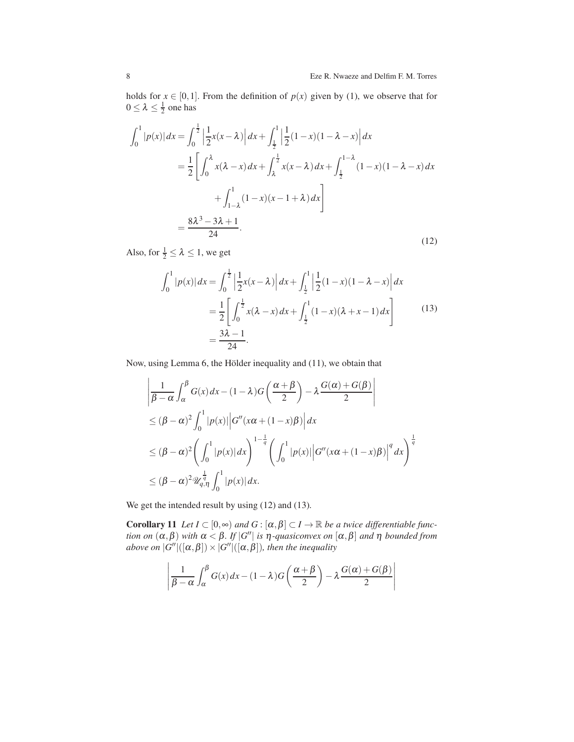holds for $x \in [0,1]$. From the definition of $p(x)$ given by (1), we observe that for $0 \leq \lambda \leq \frac{1}{2}$ one has

$$
\begin{aligned}
\int_0^1 |p(x)|\,dx &= \int_0^{\frac{1}{2}} \Big|\frac{1}{2}x(x-\lambda)\Big|\,dx + \int_{\frac{1}{2}}^1 \Big|\frac{1}{2}(1-x)(1-\lambda-x)\Big|\,dx \\
&= \frac{1}{2}\Bigg[\int_0^{\lambda} x(\lambda - x)\,dx + \int_{\lambda}^{\frac{1}{2}} x(x-\lambda)\,dx + \int_{\frac{1}{2}}^{1-\lambda}(1-x)(1-\lambda-x)\,dx \\
&\qquad + \int_{1-\lambda}^{1}(1-x)(x-1+\lambda)\,dx\Bigg] \\
&= \frac{8\lambda^3 - 3\lambda + 1}{24}.
\end{aligned} \tag{12}
$$

Also, for $\frac{1}{2} \leq \lambda \leq 1$, we get

$$
\begin{aligned}
\int_0^1 |p(x)|\,dx &= \int_0^{\frac{1}{2}} \Big|\frac{1}{2}x(x-\lambda)\Big|\,dx + \int_{\frac{1}{2}}^1 \Big|\frac{1}{2}(1-x)(1-\lambda-x)\Big|\,dx \\
&= \frac{1}{2}\Bigg[\int_0^{\frac{1}{2}} x(\lambda - x)\,dx + \int_{\frac{1}{2}}^{1}(1-x)(\lambda+x-1)\,dx\Bigg] \\
&= \frac{3\lambda - 1}{24}.
\end{aligned} \tag{13}
$$

Now, using Lemma 6, the Hölder inequality and (11), we obtain that

$$
\begin{aligned}
&\left|\frac{1}{\beta-\alpha}\int_{\alpha}^{\beta} G(x)\,dx - (1-\lambda)G\left(\frac{\alpha+\beta}{2}\right) - \lambda\frac{G(\alpha)+G(\beta)}{2}\right| \\
&\leq (\beta-\alpha)^2 \int_0^1 |p(x)|\Big|G''(x\alpha + (1-x)\beta)\Big|\,dx \\
&\leq (\beta-\alpha)^2 \left(\int_0^1 |p(x)|\,dx\right)^{1-\frac{1}{q}} \left(\int_0^1 |p(x)|\Big|G''(x\alpha + (1-x)\beta)\Big|^q\,dx\right)^{\frac{1}{q}} \\
&\leq (\beta-\alpha)^2 \mathscr{U}_{q,\eta}^{\frac{1}{q}} \int_0^1 |p(x)|\,dx.
\end{aligned}
$$

We get the intended result by using (12) and (13).

**Corollary 11** *Let $I \subset [0,\infty)$ and $G : [\alpha,\beta] \subset I \to \mathbb{R}$ be a twice differentiable function on $(\alpha,\beta)$ with $\alpha < \beta$. If $|G''|$ is $\eta$-quasiconvex on $[\alpha,\beta]$ and $\eta$ bounded from above on $|G''|([\alpha,\beta]) \times |G''|([\alpha,\beta])$, then the inequality*

$$
\left|\frac{1}{\beta-\alpha}\int_{\alpha}^{\beta} G(x)\,dx - (1-\lambda)G\left(\frac{\alpha+\beta}{2}\right) - \lambda\frac{G(\alpha)+G(\beta)}{2}\right|
$$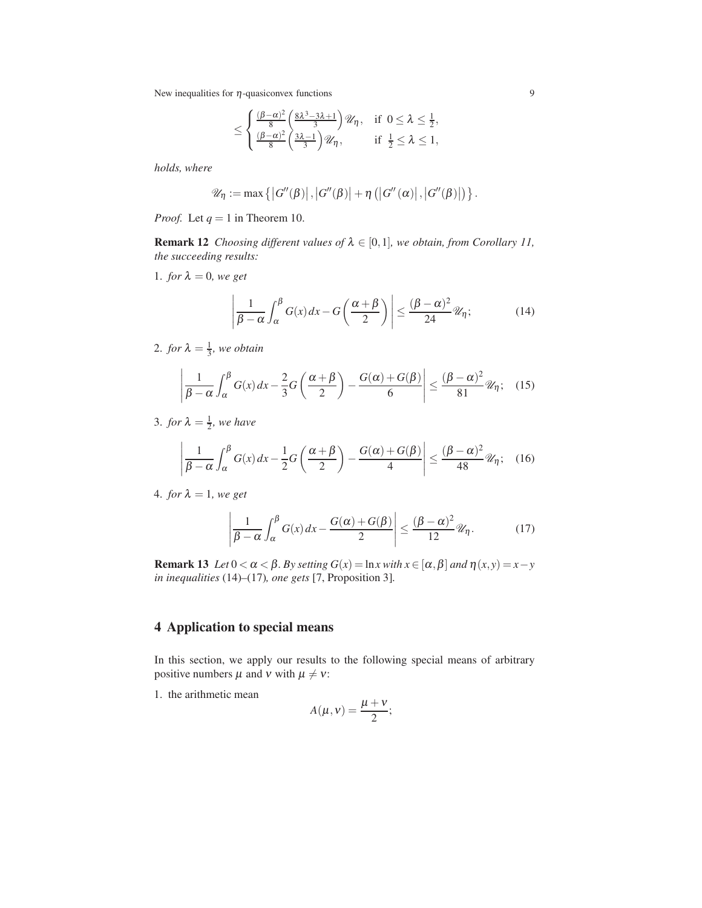$$\leq \begin{cases} \frac{(\beta-\alpha)^2}{8}\left(\frac{8\lambda^3-3\lambda+1}{3}\right)\mathscr{U}_\eta, & \text{if } 0 \leq \lambda \leq \frac{1}{2}, \\ \frac{(\beta-\alpha)^2}{8}\left(\frac{3\lambda-1}{3}\right)\mathscr{U}_\eta, & \text{if } \frac{1}{2} \leq \lambda \leq 1, \end{cases}$$

*holds, where*

$$\mathscr{U}_\eta := \max\left\{\left|G''(\beta)\right|, \left|G''(\beta)\right| + \eta\left(\left|G''(\alpha)\right|, \left|G''(\beta)\right|\right)\right\}.$$

*Proof.* Let $q = 1$ in Theorem 10.

**Remark 12** *Choosing different values of $\lambda \in [0,1]$, we obtain, from Corollary 11, the succeeding results:*

1. *for $\lambda = 0$, we get*

$$\left|\frac{1}{\beta-\alpha}\int_\alpha^\beta G(x)\,dx - G\left(\frac{\alpha+\beta}{2}\right)\right| \leq \frac{(\beta-\alpha)^2}{24}\mathscr{U}_\eta; \tag{14}$$

2. *for $\lambda = \frac{1}{3}$, we obtain*

$$\left|\frac{1}{\beta-\alpha}\int_\alpha^\beta G(x)\,dx - \frac{2}{3}G\left(\frac{\alpha+\beta}{2}\right) - \frac{G(\alpha)+G(\beta)}{6}\right| \leq \frac{(\beta-\alpha)^2}{81}\mathscr{U}_\eta; \tag{15}$$

3. *for $\lambda = \frac{1}{2}$, we have*

$$\left|\frac{1}{\beta-\alpha}\int_\alpha^\beta G(x)\,dx - \frac{1}{2}G\left(\frac{\alpha+\beta}{2}\right) - \frac{G(\alpha)+G(\beta)}{4}\right| \leq \frac{(\beta-\alpha)^2}{48}\mathscr{U}_\eta; \tag{16}$$

4. *for $\lambda = 1$, we get*

$$\left|\frac{1}{\beta-\alpha}\int_\alpha^\beta G(x)\,dx - \frac{G(\alpha)+G(\beta)}{2}\right| \leq \frac{(\beta-\alpha)^2}{12}\mathscr{U}_\eta. \tag{17}$$

**Remark 13** *Let $0 < \alpha < \beta$. By setting $G(x) = \ln x$ with $x \in [\alpha,\beta]$ and $\eta(x,y) = x - y$ in inequalities* (14)–(17)*, one gets* [7, Proposition 3].

## 4 Application to special means

In this section, we apply our results to the following special means of arbitrary positive numbers $\mu$ and $\nu$ with $\mu \neq \nu$:

1. the arithmetic mean
$$A(\mu,\nu) = \frac{\mu+\nu}{2};$$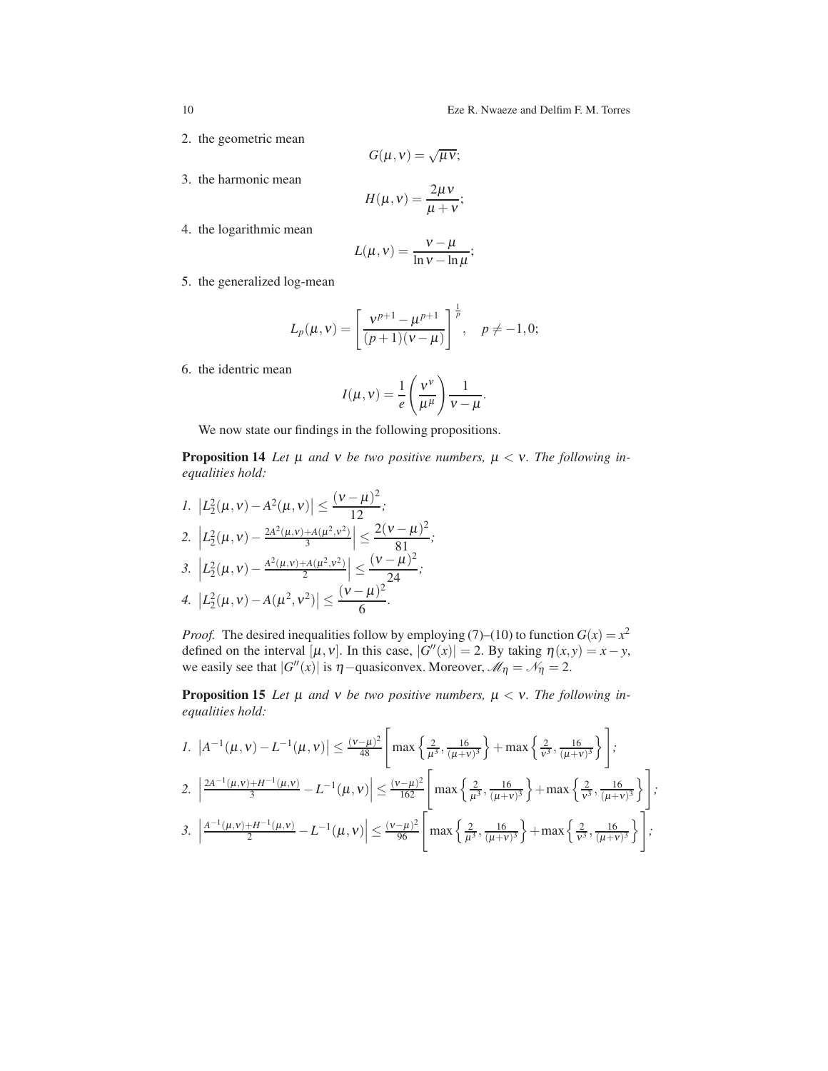2. the geometric mean

$$G(\mu,\nu)=\sqrt{\mu\nu};$$

3. the harmonic mean

$$H(\mu,\nu)=\frac{2\mu\nu}{\mu+\nu};$$

4. the logarithmic mean

$$L(\mu,\nu)=\frac{\nu-\mu}{\ln\nu-\ln\mu};$$

5. the generalized log-mean

$$L_p(\mu,\nu)=\left[\frac{\nu^{p+1}-\mu^{p+1}}{(p+1)(\nu-\mu)}\right]^{\frac{1}{p}},\quad p\neq -1,0;$$

6. the identric mean

$$I(\mu,\nu)=\frac{1}{e}\left(\frac{\nu^{\nu}}{\mu^{\mu}}\right)\frac{1}{\nu-\mu}.$$

We now state our findings in the following propositions.

**Proposition 14** *Let $\mu$ and $\nu$ be two positive numbers, $\mu<\nu$. The following inequalities hold:*

1. $\left|L_2^2(\mu,\nu)-A^2(\mu,\nu)\right|\leq\dfrac{(\nu-\mu)^2}{12}$;
2. $\left|L_2^2(\mu,\nu)-\frac{2A^2(\mu,\nu)+A(\mu^2,\nu^2)}{3}\right|\leq\dfrac{2(\nu-\mu)^2}{81}$;
3. $\left|L_2^2(\mu,\nu)-\frac{A^2(\mu,\nu)+A(\mu^2,\nu^2)}{2}\right|\leq\dfrac{(\nu-\mu)^2}{24}$;
4. $\left|L_2^2(\mu,\nu)-A(\mu^2,\nu^2)\right|\leq\dfrac{(\nu-\mu)^2}{6}$.

*Proof.* The desired inequalities follow by employing (7)–(10) to function $G(x)=x^2$ defined on the interval $[\mu,\nu]$. In this case, $|G''(x)|=2$. By taking $\eta(x,y)=x-y$, we easily see that $|G''(x)|$ is $\eta-$quasiconvex. Moreover, $\mathscr{M}_\eta=\mathscr{N}_\eta=2$.

**Proposition 15** *Let $\mu$ and $\nu$ be two positive numbers, $\mu<\nu$. The following inequalities hold:*

1. $\left|A^{-1}(\mu,\nu)-L^{-1}(\mu,\nu)\right|\leq\frac{(\nu-\mu)^2}{48}\left[\max\left\{\frac{2}{\mu^3},\frac{16}{(\mu+\nu)^3}\right\}+\max\left\{\frac{2}{\nu^3},\frac{16}{(\mu+\nu)^3}\right\}\right]$;
2. $\left|\frac{2A^{-1}(\mu,\nu)+H^{-1}(\mu,\nu)}{3}-L^{-1}(\mu,\nu)\right|\leq\frac{(\nu-\mu)^2}{162}\left[\max\left\{\frac{2}{\mu^3},\frac{16}{(\mu+\nu)^3}\right\}+\max\left\{\frac{2}{\nu^3},\frac{16}{(\mu+\nu)^3}\right\}\right]$;
3. $\left|\frac{A^{-1}(\mu,\nu)+H^{-1}(\mu,\nu)}{2}-L^{-1}(\mu,\nu)\right|\leq\frac{(\nu-\mu)^2}{96}\left[\max\left\{\frac{2}{\mu^3},\frac{16}{(\mu+\nu)^3}\right\}+\max\left\{\frac{2}{\nu^3},\frac{16}{(\mu+\nu)^3}\right\}\right]$;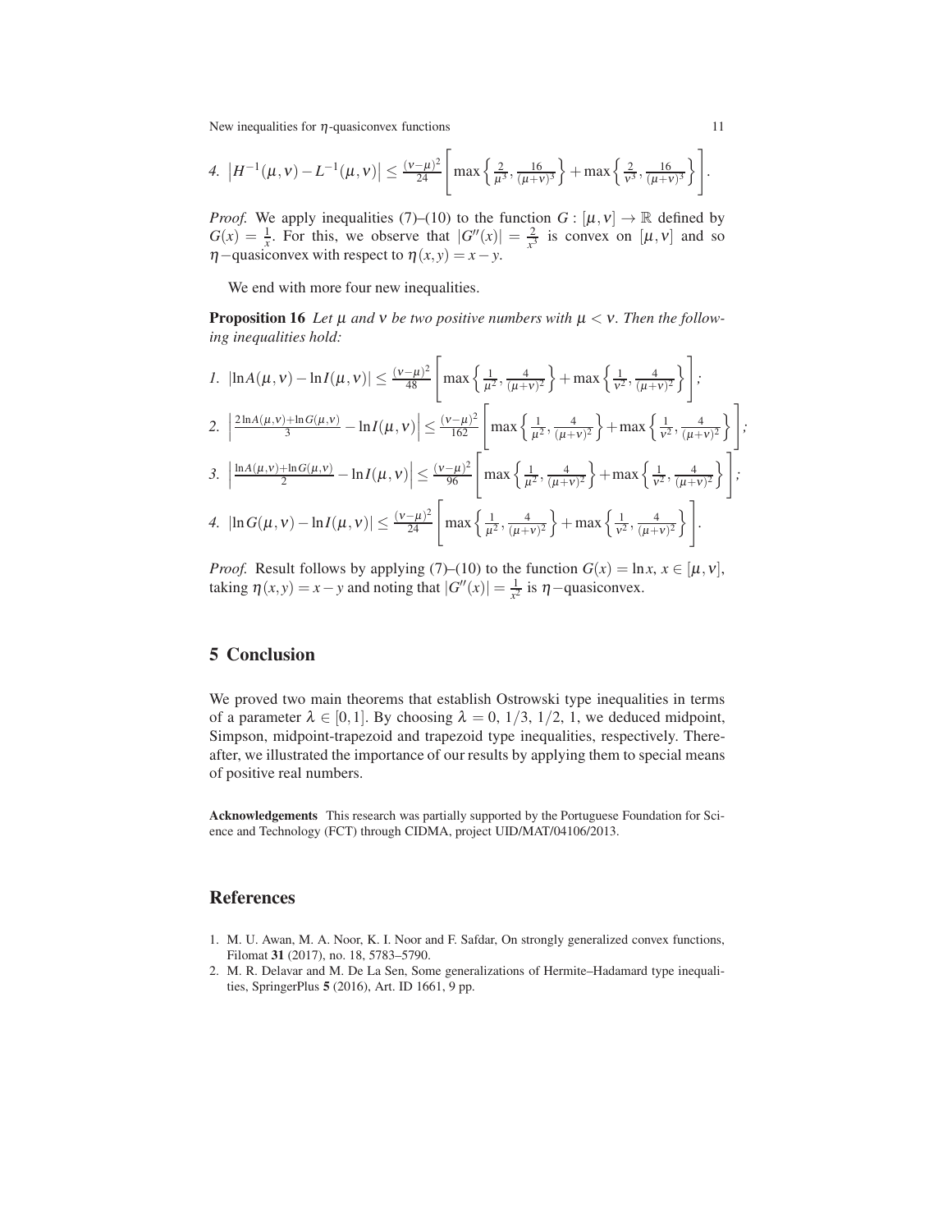*4.* $\left|H^{-1}(\mu,\nu)-L^{-1}(\mu,\nu)\right| \leq \frac{(\nu-\mu)^2}{24}\left[\max\left\{\frac{2}{\mu^3},\frac{16}{(\mu+\nu)^3}\right\}+\max\left\{\frac{2}{\nu^3},\frac{16}{(\mu+\nu)^3}\right\}\right].$

*Proof.* We apply inequalities (7)–(10) to the function $G:[\mu,\nu]\to\mathbb{R}$ defined by $G(x)=\frac{1}{x}$. For this, we observe that $|G''(x)|=\frac{2}{x^3}$ is convex on $[\mu,\nu]$ and so $\eta-$quasiconvex with respect to $\eta(x,y)=x-y$.

We end with more four new inequalities.

**Proposition 16** *Let $\mu$ and $\nu$ be two positive numbers with $\mu<\nu$. Then the following inequalities hold:*

*1.* $|\ln A(\mu,\nu)-\ln I(\mu,\nu)| \leq \frac{(\nu-\mu)^2}{48}\left[\max\left\{\frac{1}{\mu^2},\frac{4}{(\mu+\nu)^2}\right\}+\max\left\{\frac{1}{\nu^2},\frac{4}{(\mu+\nu)^2}\right\}\right]$*;*

*2.* $\left|\frac{2\ln A(\mu,\nu)+\ln G(\mu,\nu)}{3}-\ln I(\mu,\nu)\right| \leq \frac{(\nu-\mu)^2}{162}\left[\max\left\{\frac{1}{\mu^2},\frac{4}{(\mu+\nu)^2}\right\}+\max\left\{\frac{1}{\nu^2},\frac{4}{(\mu+\nu)^2}\right\}\right]$*;*

*3.* $\left|\frac{\ln A(\mu,\nu)+\ln G(\mu,\nu)}{2}-\ln I(\mu,\nu)\right| \leq \frac{(\nu-\mu)^2}{96}\left[\max\left\{\frac{1}{\mu^2},\frac{4}{(\mu+\nu)^2}\right\}+\max\left\{\frac{1}{\nu^2},\frac{4}{(\mu+\nu)^2}\right\}\right]$*;*

*4.* $|\ln G(\mu,\nu)-\ln I(\mu,\nu)| \leq \frac{(\nu-\mu)^2}{24}\left[\max\left\{\frac{1}{\mu^2},\frac{4}{(\mu+\nu)^2}\right\}+\max\left\{\frac{1}{\nu^2},\frac{4}{(\mu+\nu)^2}\right\}\right].$

*Proof.* Result follows by applying (7)–(10) to the function $G(x)=\ln x$, $x\in[\mu,\nu]$, taking $\eta(x,y)=x-y$ and noting that $|G''(x)|=\frac{1}{x^2}$ is $\eta-$quasiconvex.

## 5 Conclusion

We proved two main theorems that establish Ostrowski type inequalities in terms of a parameter $\lambda\in[0,1]$. By choosing $\lambda=0,\ 1/3,\ 1/2,\ 1$, we deduced midpoint, Simpson, midpoint-trapezoid and trapezoid type inequalities, respectively. Thereafter, we illustrated the importance of our results by applying them to special means of positive real numbers.

**Acknowledgements** This research was partially supported by the Portuguese Foundation for Science and Technology (FCT) through CIDMA, project UID/MAT/04106/2013.

## References

1. M. U. Awan, M. A. Noor, K. I. Noor and F. Safdar, On strongly generalized convex functions, Filomat **31** (2017), no. 18, 5783–5790.
2. M. R. Delavar and M. De La Sen, Some generalizations of Hermite–Hadamard type inequalities, SpringerPlus **5** (2016), Art. ID 1661, 9 pp.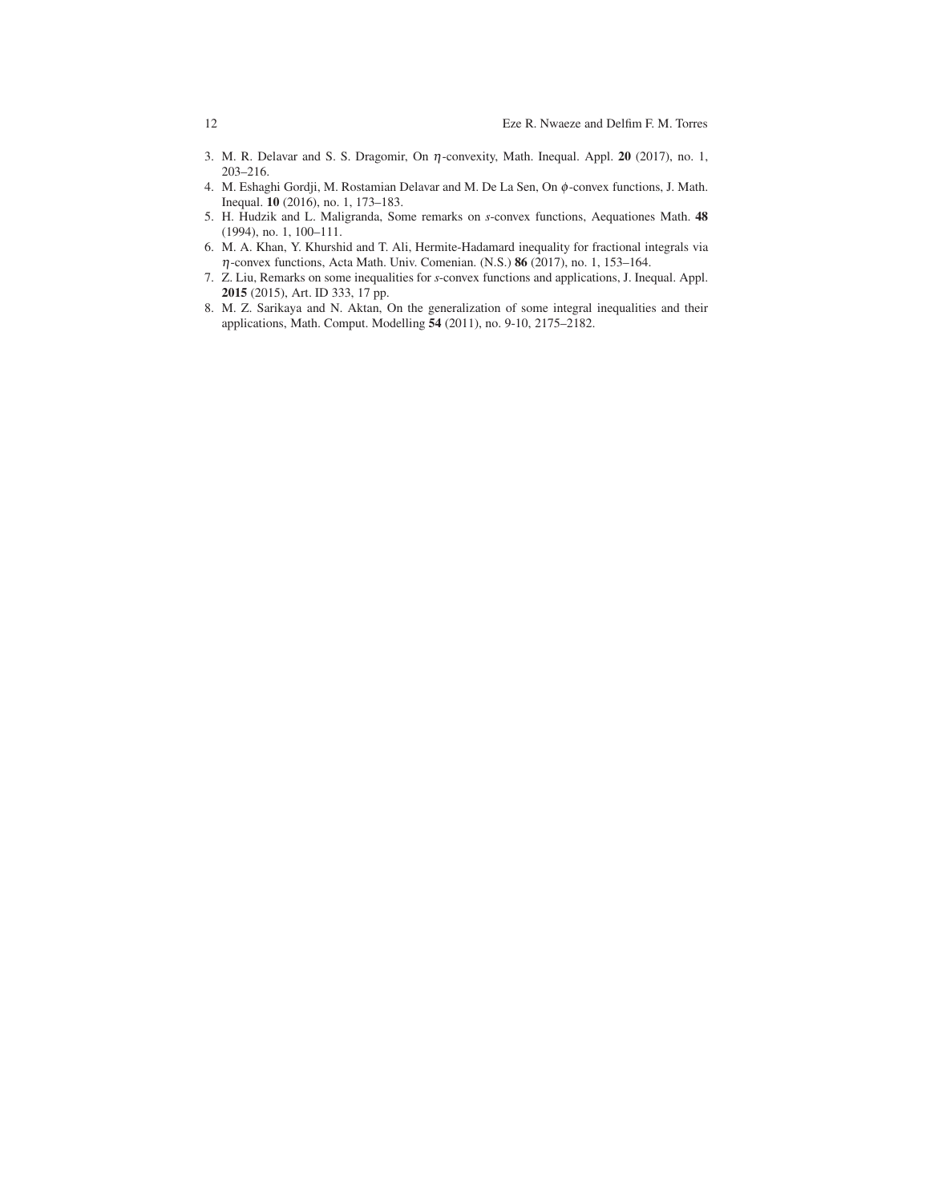3. M. R. Delavar and S. S. Dragomir, On $\eta$-convexity, Math. Inequal. Appl. **20** (2017), no. 1, 203–216.
4. M. Eshaghi Gordji, M. Rostamian Delavar and M. De La Sen, On $\phi$-convex functions, J. Math. Inequal. **10** (2016), no. 1, 173–183.
5. H. Hudzik and L. Maligranda, Some remarks on *s*-convex functions, Aequationes Math. **48** (1994), no. 1, 100–111.
6. M. A. Khan, Y. Khurshid and T. Ali, Hermite-Hadamard inequality for fractional integrals via $\eta$-convex functions, Acta Math. Univ. Comenian. (N.S.) **86** (2017), no. 1, 153–164.
7. Z. Liu, Remarks on some inequalities for *s*-convex functions and applications, J. Inequal. Appl. **2015** (2015), Art. ID 333, 17 pp.
8. M. Z. Sarikaya and N. Aktan, On the generalization of some integral inequalities and their applications, Math. Comput. Modelling **54** (2011), no. 9-10, 2175–2182.